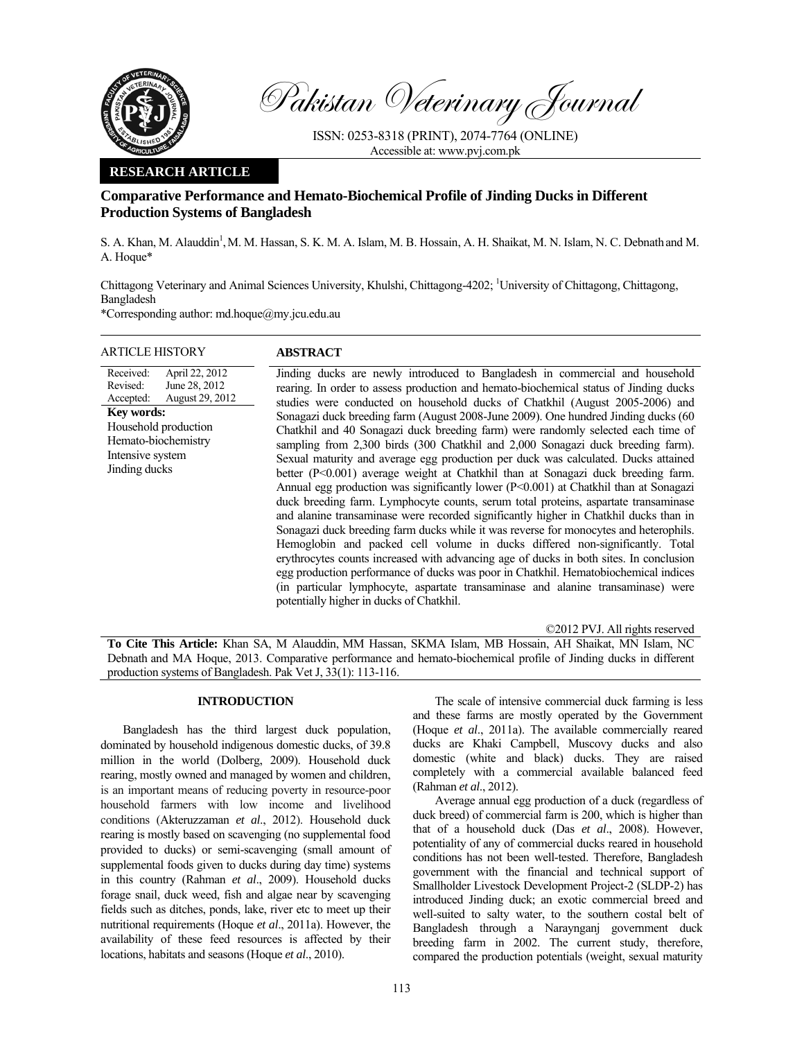Pakistan Veterinary Journal

ISSN: 0253-8318 (PRINT), 2074-7764 (ONLINE)
Accessible at: www.pvj.com.pk

**RESEARCH ARTICLE**

# Comparative Performance and Hemato-Biochemical Profile of Jinding Ducks in Different Production Systems of Bangladesh

S. A. Khan, M. Alauddin[1], M. M. Hassan, S. K. M. A. Islam, M. B. Hossain, A. H. Shaikat, M. N. Islam, N. C. Debnath and M. A. Hoque*

Chittagong Veterinary and Animal Sciences University, Khulshi, Chittagong-4202; [1]University of Chittagong, Chittagong, Bangladesh

*Corresponding author: md.hoque@my.jcu.edu.au

**ARTICLE HISTORY**

| | |
|---|---|
| Received: | April 22, 2012 |
| Revised: | June 28, 2012 |
| Accepted: | August 29, 2012 |

**Key words:**
Household production
Hemato-biochemistry
Intensive system
Jinding ducks

**ABSTRACT**

Jinding ducks are newly introduced to Bangladesh in commercial and household rearing. In order to assess production and hemato-biochemical status of Jinding ducks studies were conducted on household ducks of Chatkhil (August 2005-2006) and Sonagazi duck breeding farm (August 2008-June 2009). One hundred Jinding ducks (60 Chatkhil and 40 Sonagazi duck breeding farm) were randomly selected each time of sampling from 2,300 birds (300 Chatkhil and 2,000 Sonagazi duck breeding farm). Sexual maturity and average egg production per duck was calculated. Ducks attained better ($P<0.001$) average weight at Chatkhil than at Sonagazi duck breeding farm. Annual egg production was significantly lower ($P<0.001$) at Chatkhil than at Sonagazi duck breeding farm. Lymphocyte counts, serum total proteins, aspartate transaminase and alanine transaminase were recorded significantly higher in Chatkhil ducks than in Sonagazi duck breeding farm ducks while it was reverse for monocytes and heterophils. Hemoglobin and packed cell volume in ducks differed non-significantly. Total erythrocytes counts increased with advancing age of ducks in both sites. In conclusion egg production performance of ducks was poor in Chatkhil. Hematobiochemical indices (in particular lymphocyte, aspartate transaminase and alanine transaminase) were potentially higher in ducks of Chatkhil.

©2012 PVJ. All rights reserved

**To Cite This Article:** Khan SA, M Alauddin, MM Hassan, SKMA Islam, MB Hossain, AH Shaikat, MN Islam, NC Debnath and MA Hoque, 2013. Comparative performance and hemato-biochemical profile of Jinding ducks in different production systems of Bangladesh. Pak Vet J, 33(1): 113-116.

## INTRODUCTION

Bangladesh has the third largest duck population, dominated by household indigenous domestic ducks, of 39.8 million in the world (Dolberg, 2009). Household duck rearing, mostly owned and managed by women and children, is an important means of reducing poverty in resource-poor household farmers with low income and livelihood conditions (Akteruzzaman *et al*., 2012). Household duck rearing is mostly based on scavenging (no supplemental food provided to ducks) or semi-scavenging (small amount of supplemental foods given to ducks during day time) systems in this country (Rahman *et al*., 2009). Household ducks forage snail, duck weed, fish and algae near by scavenging fields such as ditches, ponds, lake, river etc to meet up their nutritional requirements (Hoque *et al*., 2011a). However, the availability of these feed resources is affected by their locations, habitats and seasons (Hoque *et al*., 2010).

The scale of intensive commercial duck farming is less and these farms are mostly operated by the Government (Hoque *et al*., 2011a). The available commercially reared ducks are Khaki Campbell, Muscovy ducks and also domestic (white and black) ducks. They are raised completely with a commercial available balanced feed (Rahman *et al*., 2012).

Average annual egg production of a duck (regardless of duck breed) of commercial farm is 200, which is higher than that of a household duck (Das *et al*., 2008). However, potentiality of any of commercial ducks reared in household conditions has not been well-tested. Therefore, Bangladesh government with the financial and technical support of Smallholder Livestock Development Project-2 (SLDP-2) has introduced Jinding duck; an exotic commercial breed and well-suited to salty water, to the southern costal belt of Bangladesh through a Naraynganj government duck breeding farm in 2002. The current study, therefore, compared the production potentials (weight, sexual maturity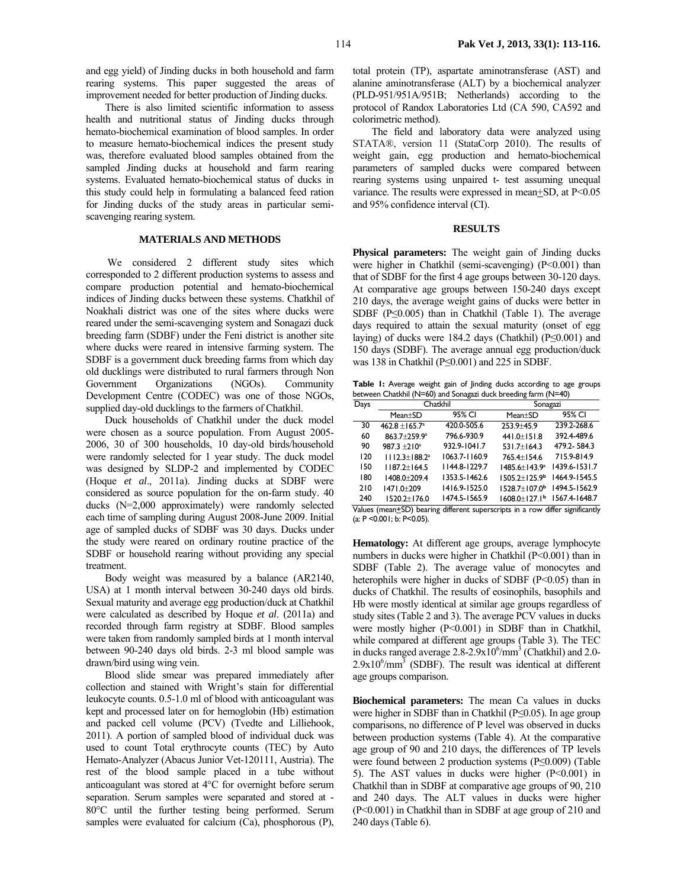and egg yield) of Jinding ducks in both household and farm rearing systems. This paper suggested the areas of improvement needed for better production of Jinding ducks.

There is also limited scientific information to assess health and nutritional status of Jinding ducks through hemato-biochemical examination of blood samples. In order to measure hemato-biochemical indices the present study was, therefore evaluated blood samples obtained from the sampled Jinding ducks at household and farm rearing systems. Evaluated hemato-biochemical status of ducks in this study could help in formulating a balanced feed ration for Jinding ducks of the study areas in particular semi-scavenging rearing system.

## MATERIALS AND METHODS

We considered 2 different study sites which corresponded to 2 different production systems to assess and compare production potential and hemato-biochemical indices of Jinding ducks between these systems. Chatkhil of Noakhali district was one of the sites where ducks were reared under the semi-scavenging system and Sonagazi duck breeding farm (SDBF) under the Feni district is another site where ducks were reared in intensive farming system. The SDBF is a government duck breeding farms from which day old ducklings were distributed to rural farmers through Non Government Organizations (NGOs). Community Development Centre (CODEC) was one of those NGOs, supplied day-old ducklings to the farmers of Chatkhil.

Duck households of Chatkhil under the duck model were chosen as a source population. From August 2005-2006, 30 of 300 households, 10 day-old birds/household were randomly selected for 1 year study. The duck model was designed by SLDP-2 and implemented by CODEC (Hoque *et al*., 2011a). Jinding ducks at SDBF were considered as source population for the on-farm study. 40 ducks (N=2,000 approximately) were randomly selected each time of sampling during August 2008-June 2009. Initial age of sampled ducks of SDBF was 30 days. Ducks under the study were reared on ordinary routine practice of the SDBF or household rearing without providing any special treatment.

Body weight was measured by a balance (AR2140, USA) at 1 month interval between 30-240 days old birds. Sexual maturity and average egg production/duck at Chatkhil were calculated as described by Hoque *et al*. (2011a) and recorded through farm registry at SDBF. Blood samples were taken from randomly sampled birds at 1 month interval between 90-240 days old birds. 2-3 ml blood sample was drawn/bird using wing vein.

Blood slide smear was prepared immediately after collection and stained with Wright's stain for differential leukocyte counts. 0.5-1.0 ml of blood with anticoagulant was kept and processed later on for hemoglobin (Hb) estimation and packed cell volume (PCV) (Tvedte and Lilliehook, 2011). A portion of sampled blood of individual duck was used to count Total erythrocyte counts (TEC) by Auto Hemato-Analyzer (Abacus Junior Vet-120111, Austria). The rest of the blood sample placed in a tube without anticoagulant was stored at 4°C for overnight before serum separation. Serum samples were separated and stored at -80°C until the further testing being performed. Serum samples were evaluated for calcium (Ca), phosphorous (P), total protein (TP), aspartate aminotransferase (AST) and alanine aminotransferase (ALT) by a biochemical analyzer (PLD-951/951A/951B; Netherlands) according to the protocol of Randox Laboratories Ltd (CA 590, CA592 and colorimetric method).

The field and laboratory data were analyzed using STATA®, version 11 (StataCorp 2010). The results of weight gain, egg production and hemato-biochemical parameters of sampled ducks were compared between rearing systems using unpaired t- test assuming unequal variance. The results were expressed in mean±SD, at $P<0.05$ and 95% confidence interval (CI).

## RESULTS

**Physical parameters:** The weight gain of Jinding ducks were higher in Chatkhil (semi-scavenging) ($P<0.001$) than that of SDBF for the first 4 age groups between 30-120 days. At comparative age groups between 150-240 days except 210 days, the average weight gains of ducks were better in SDBF ($P\leq0.005$) than in Chatkhil (Table 1). The average days required to attain the sexual maturity (onset of egg laying) of ducks were 184.2 days (Chatkhil) ($P\leq0.001$) and 150 days (SDBF). The average annual egg production/duck was 138 in Chatkhil ($P\leq0.001$) and 225 in SDBF.

**Table 1:** Average weight gain of Jinding ducks according to age groups between Chatkhil (N=60) and Sonagazi duck breeding farm (N=40)

| Days | Chatkhil | | Sonagazi | |
|---|---|---|---|---|
| | Mean±SD | 95% CI | Mean±SD | 95% CI |
| 30 | 462.8 ±165.7[a] | 420.0-505.6 | 253.9±45.9 | 239.2-268.6 |
| 60 | 863.7±259.9[a] | 796.6-930.9 | 441.0±151.8 | 392.4-489.6 |
| 90 | 987.3 ±210[a] | 932.9-1041.7 | 531.7±164.3 | 479.2- 584.3 |
| 120 | 1112.3±188.2[a] | 1063.7-1160.9 | 765.4±154.6 | 715.9-814.9 |
| 150 | 1187.2±164.5 | 1144.8-1229.7 | 1485.6±143.9[a] | 1439.6-1531.7 |
| 180 | 1408.0±209.4 | 1353.5-1462.6 | 1505.2±125.9[b] | 1464.9-1545.5 |
| 210 | 1471.0±209 | 1416.9-1525.0 | 1528.7±107.0[b] | 1494.5-1562.9 |
| 240 | 1520.2±176.0 | 1474.5-1565.9 | 1608.0±127.1[b] | 1567.4-1648.7 |

Values (mean±SD) bearing different superscripts in a row differ significantly (a: $P<0.001$; b: $P<0.05$).

**Hematology:** At different age groups, average lymphocyte numbers in ducks were higher in Chatkhil ($P<0.001$) than in SDBF (Table 2). The average value of monocytes and heterophils were higher in ducks of SDBF ($P<0.05$) than in ducks of Chatkhil. The results of eosinophils, basophils and Hb were mostly identical at similar age groups regardless of study sites (Table 2 and 3). The average PCV values in ducks were mostly higher ($P<0.001$) in SDBF than in Chatkhil, while compared at different age groups (Table 3). The TEC in ducks ranged average $2.8\text{-}2.9\times10^6/mm^3$ (Chatkhil) and $2.0\text{-}2.9\times10^6/mm^3$ (SDBF). The result was identical at different age groups comparison.

**Biochemical parameters:** The mean Ca values in ducks were higher in SDBF than in Chatkhil ($P\leq0.05$). In age group comparisons, no difference of P level was observed in ducks between production systems (Table 4). At the comparative age group of 90 and 210 days, the differences of TP levels were found between 2 production systems ($P\leq0.009$) (Table 5). The AST values in ducks were higher ($P<0.001$) in Chatkhil than in SDBF at comparative age groups of 90, 210 and 240 days. The ALT values in ducks were higher ($P<0.001$) in Chatkhil than in SDBF at age group of 210 and 240 days (Table 6).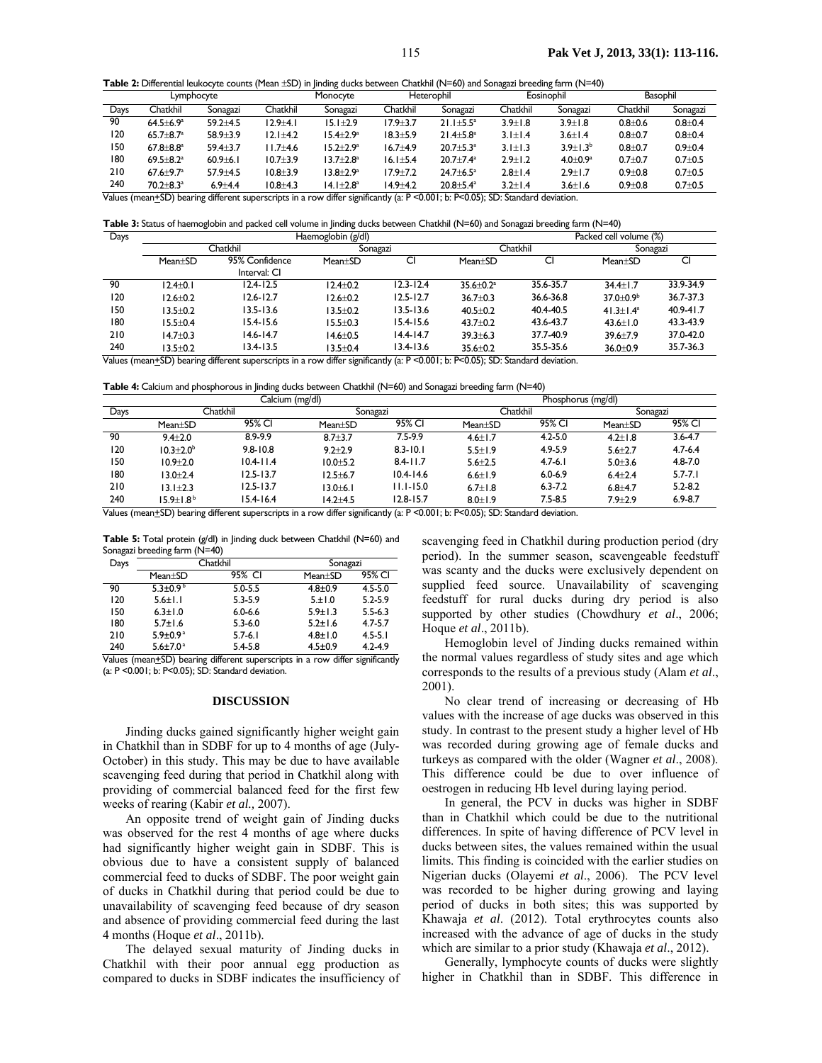**Table 2:** Differential leukocyte counts (Mean ±SD) in Jinding ducks between Chatkhil (N=60) and Sonagazi breeding farm (N=40)

| | Lymphocyte | | Monocyte | | Heterophil | | Eosinophil | | Basophil | |
|---|---|---|---|---|---|---|---|---|---|---|
| Days | Chatkhil | Sonagazi | Chatkhil | Sonagazi | Chatkhil | Sonagazi | Chatkhil | Sonagazi | Chatkhil | Sonagazi |
| 90 | 64.5±6.9[a] | 59.2±4.5 | 12.9±4.1 | 15.1±2.9 | 17.9±3.7 | 21.1±5.5[a] | 3.9±1.8 | 3.9±1.8 | 0.8±0.6 | 0.8±0.4 |
| 120 | 65.7±8.7[a] | 58.9±3.9 | 12.1±4.2 | 15.4±2.9[a] | 18.3±5.9 | 21.4±5.8[a] | 3.1±1.4 | 3.6±1.4 | 0.8±0.7 | 0.8±0.4 |
| 150 | 67.8±8.8[a] | 59.4±3.7 | 11.7±4.6 | 15.2±2.9[a] | 16.7±4.9 | 20.7±5.3[a] | 3.1±1.3 | 3.9±1.3[b] | 0.8±0.7 | 0.9±0.4 |
| 180 | 69.5±8.2[a] | 60.9±6.1 | 10.7±3.9 | 13.7±2.8[a] | 16.1±5.4 | 20.7±7.4[a] | 2.9±1.2 | 4.0±0.9[a] | 0.7±0.7 | 0.7±0.5 |
| 210 | 67.6±9.7[a] | 57.9±4.5 | 10.8±3.9 | 13.8±2.9[a] | 17.9±7.2 | 24.7±6.5[a] | 2.8±1.4 | 2.9±1.7 | 0.9±0.8 | 0.7±0.5 |
| 240 | 70.2±8.3[a] | 6.9±4.4 | 10.8±4.3 | 14.1±2.8[a] | 14.9±4.2 | 20.8±5.4[a] | 3.2±1.4 | 3.6±1.6 | 0.9±0.8 | 0.7±0.5 |

Values (mean±SD) bearing different superscripts in a row differ significantly (a: P <0.001; b: P<0.05); SD: Standard deviation.

**Table 3:** Status of haemoglobin and packed cell volume in Jinding ducks between Chatkhil (N=60) and Sonagazi breeding farm (N=40)

| Days | Haemoglobin (g/dl) | | | | Packed cell volume (%) | | | |
|---|---|---|---|---|---|---|---|---|
| | Chatkhil | | Sonagazi | | Chatkhil | | Sonagazi | |
| | Mean±SD | 95% Confidence Interval: CI | Mean±SD | CI | Mean±SD | CI | Mean±SD | CI |
| 90 | 12.4±0.1 | 12.4-12.5 | 12.4±0.2 | 12.3-12.4 | 35.6±0.2[a] | 35.6-35.7 | 34.4±1.7 | 33.9-34.9 |
| 120 | 12.6±0.2 | 12.6-12.7 | 12.6±0.2 | 12.5-12.7 | 36.7±0.3 | 36.6-36.8 | 37.0±0.9[b] | 36.7-37.3 |
| 150 | 13.5±0.2 | 13.5-13.6 | 13.5±0.2 | 13.5-13.6 | 40.5±0.2 | 40.4-40.5 | 41.3±1.4[a] | 40.9-41.7 |
| 180 | 15.5±0.4 | 15.4-15.6 | 15.5±0.3 | 15.4-15.6 | 43.7±0.2 | 43.6-43.7 | 43.6±1.0 | 43.3-43.9 |
| 210 | 14.7±0.3 | 14.6-14.7 | 14.6±0.5 | 14.4-14.7 | 39.3±6.3 | 37.7-40.9 | 39.6±7.9 | 37.0-42.0 |
| 240 | 13.5±0.2 | 13.4-13.5 | 13.5±0.4 | 13.4-13.6 | 35.6±0.2 | 35.5-35.6 | 36.0±0.9 | 35.7-36.3 |

Values (mean±SD) bearing different superscripts in a row differ significantly (a: P <0.001; b: P<0.05); SD: Standard deviation.

**Table 4:** Calcium and phosphorous in Jinding ducks between Chatkhil (N=60) and Sonagazi breeding farm (N=40)

| | Calcium (mg/dl) | | | | Phosphorus (mg/dl) | | | |
|---|---|---|---|---|---|---|---|---|
| Days | Chatkhil | | Sonagazi | | Chatkhil | | Sonagazi | |
| | Mean±SD | 95% CI | Mean±SD | 95% CI | Mean±SD | 95% CI | Mean±SD | 95% CI |
| 90 | 9.4±2.0 | 8.9-9.9 | 8.7±3.7 | 7.5-9.9 | 4.6±1.7 | 4.2-5.0 | 4.2±1.8 | 3.6-4.7 |
| 120 | 10.3±2.0[b] | 9.8-10.8 | 9.2±2.9 | 8.3-10.1 | 5.5±1.9 | 4.9-5.9 | 5.6±2.7 | 4.7-6.4 |
| 150 | 10.9±2.0 | 10.4-11.4 | 10.0±5.2 | 8.4-11.7 | 5.6±2.5 | 4.7-6.1 | 5.0±3.6 | 4.8-7.0 |
| 180 | 13.0±2.4 | 12.5-13.7 | 12.5±6.7 | 10.4-14.6 | 6.6±1.9 | 6.0-6.9 | 6.4±2.4 | 5.7-7.1 |
| 210 | 13.1±2.3 | 12.5-13.7 | 13.0±6.1 | 11.1-15.0 | 6.7±1.8 | 6.3-7.2 | 6.8±4.7 | 5.2-8.2 |
| 240 | 15.9±1.8[b] | 15.4-16.4 | 14.2±4.5 | 12.8-15.7 | 8.0±1.9 | 7.5-8.5 | 7.9±2.9 | 6.9-8.7 |

Values (mean±SD) bearing different superscripts in a row differ significantly (a: P <0.001; b: P<0.05); SD: Standard deviation.

**Table 5:** Total protein (g/dl) in Jinding duck between Chatkhil (N=60) and Sonagazi breeding farm (N=40)

| Days | Chatkhil | | Sonagazi | |
|---|---|---|---|---|
| | Mean±SD | 95% CI | Mean±SD | 95% CI |
| 90 | 5.3±0.9[b] | 5.0-5.5 | 4.8±0.9 | 4.5-5.0 |
| 120 | 5.6±1.1 | 5.3-5.9 | 5.±1.0 | 5.2-5.9 |
| 150 | 6.3±1.0 | 6.0-6.6 | 5.9±1.3 | 5.5-6.3 |
| 180 | 5.7±1.6 | 5.3-6.0 | 5.2±1.6 | 4.7-5.7 |
| 210 | 5.9±0.9[a] | 5.7-6.1 | 4.8±1.0 | 4.5-5.1 |
| 240 | 5.6±7.0[a] | 5.4-5.8 | 4.5±0.9 | 4.2-4.9 |

Values (mean±SD) bearing different superscripts in a row differ significantly (a: P <0.001; b: P<0.05); SD: Standard deviation.

## DISCUSSION

Jinding ducks gained significantly higher weight gain in Chatkhil than in SDBF for up to 4 months of age (July-October) in this study. This may be due to have available scavenging feed during that period in Chatkhil along with providing of commercial balanced feed for the first few weeks of rearing (Kabir *et al.,* 2007).

An opposite trend of weight gain of Jinding ducks was observed for the rest 4 months of age where ducks had significantly higher weight gain in SDBF. This is obvious due to have a consistent supply of balanced commercial feed to ducks of SDBF. The poor weight gain of ducks in Chatkhil during that period could be due to unavailability of scavenging feed because of dry season and absence of providing commercial feed during the last 4 months (Hoque *et al*., 2011b).

The delayed sexual maturity of Jinding ducks in Chatkhil with their poor annual egg production as compared to ducks in SDBF indicates the insufficiency of scavenging feed in Chatkhil during production period (dry period). In the summer season, scavengeable feedstuff was scanty and the ducks were exclusively dependent on supplied feed source. Unavailability of scavenging feedstuff for rural ducks during dry period is also supported by other studies (Chowdhury *et al*., 2006; Hoque *et al*., 2011b).

Hemoglobin level of Jinding ducks remained within the normal values regardless of study sites and age which corresponds to the results of a previous study (Alam *et al*., 2001).

No clear trend of increasing or decreasing of Hb values with the increase of age ducks was observed in this study. In contrast to the present study a higher level of Hb was recorded during growing age of female ducks and turkeys as compared with the older (Wagner *et al*., 2008). This difference could be due to over influence of oestrogen in reducing Hb level during laying period.

In general, the PCV in ducks was higher in SDBF than in Chatkhil which could be due to the nutritional differences. In spite of having difference of PCV level in ducks between sites, the values remained within the usual limits. This finding is coincided with the earlier studies on Nigerian ducks (Olayemi *et al*., 2006). The PCV level was recorded to be higher during growing and laying period of ducks in both sites; this was supported by Khawaja *et al*. (2012). Total erythrocytes counts also increased with the advance of age of ducks in the study which are similar to a prior study (Khawaja *et al*., 2012).

Generally, lymphocyte counts of ducks were slightly higher in Chatkhil than in SDBF. This difference in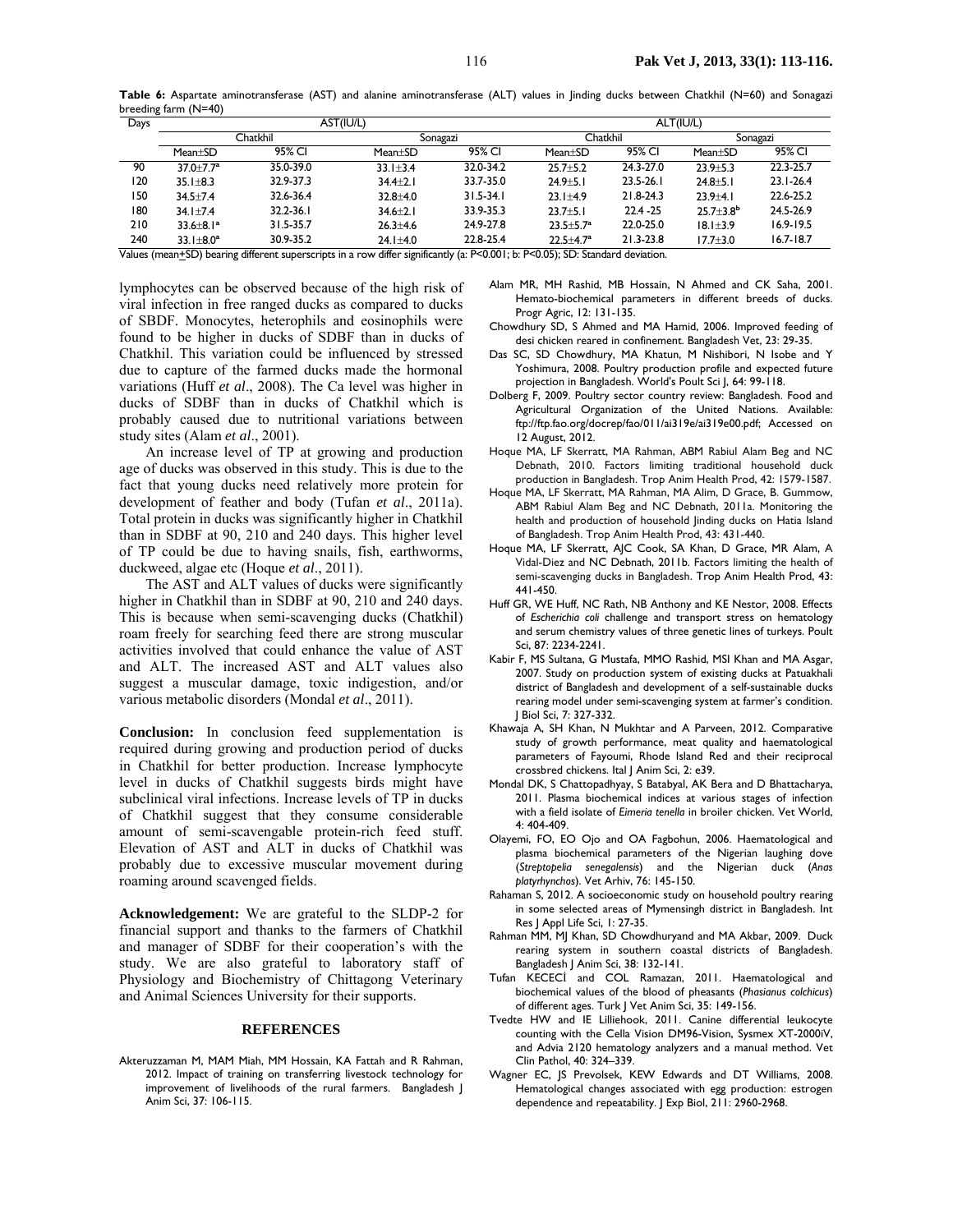**Table 6:** Aspartate aminotransferase (AST) and alanine aminotransferase (ALT) values in Jinding ducks between Chatkhil (N=60) and Sonagazi breeding farm (N=40)

| Days | AST(IU/L) | | | | ALT(IU/L) | | | |
|---|---|---|---|---|---|---|---|---|
| | Chatkhil | | Sonagazi | | Chatkhil | | Sonagazi | |
| | Mean±SD | 95% CI | Mean±SD | 95% CI | Mean±SD | 95% CI | Mean±SD | 95% CI |
| 90 | 37.0±7.7[a] | 35.0-39.0 | 33.1±3.4 | 32.0-34.2 | 25.7±5.2 | 24.3-27.0 | 23.9±5.3 | 22.3-25.7 |
| 120 | 35.1±8.3 | 32.9-37.3 | 34.4±2.1 | 33.7-35.0 | 24.9±5.1 | 23.5-26.1 | 24.8±5.1 | 23.1-26.4 |
| 150 | 34.5±7.4 | 32.6-36.4 | 32.8±4.0 | 31.5-34.1 | 23.1±4.9 | 21.8-24.3 | 23.9±4.1 | 22.6-25.2 |
| 180 | 34.1±7.4 | 32.2-36.1 | 34.6±2.1 | 33.9-35.3 | 23.7±5.1 | 22.4 -25 | 25.7±3.8[b] | 24.5-26.9 |
| 210 | 33.6±8.1[a] | 31.5-35.7 | 26.3±4.6 | 24.9-27.8 | 23.5±5.7[a] | 22.0-25.0 | 18.1±3.9 | 16.9-19.5 |
| 240 | 33.1±8.0[a] | 30.9-35.2 | 24.1±4.0 | 22.8-25.4 | 22.5±4.7[a] | 21.3-23.8 | 17.7±3.0 | 16.7-18.7 |

Values (mean±SD) bearing different superscripts in a row differ significantly (a: P<0.001; b: P<0.05); SD: Standard deviation.

lymphocytes can be observed because of the high risk of viral infection in free ranged ducks as compared to ducks of SBDF. Monocytes, heterophils and eosinophils were found to be higher in ducks of SDBF than in ducks of Chatkhil. This variation could be influenced by stressed due to capture of the farmed ducks made the hormonal variations (Huff *et al*., 2008). The Ca level was higher in ducks of SDBF than in ducks of Chatkhil which is probably caused due to nutritional variations between study sites (Alam *et al*., 2001).

An increase level of TP at growing and production age of ducks was observed in this study. This is due to the fact that young ducks need relatively more protein for development of feather and body (Tufan *et al*., 2011a). Total protein in ducks was significantly higher in Chatkhil than in SDBF at 90, 210 and 240 days. This higher level of TP could be due to having snails, fish, earthworms, duckweed, algae etc (Hoque *et al*., 2011).

The AST and ALT values of ducks were significantly higher in Chatkhil than in SDBF at 90, 210 and 240 days. This is because when semi-scavenging ducks (Chatkhil) roam freely for searching feed there are strong muscular activities involved that could enhance the value of AST and ALT. The increased AST and ALT values also suggest a muscular damage, toxic indigestion, and/or various metabolic disorders (Mondal *et al*., 2011).

**Conclusion:** In conclusion feed supplementation is required during growing and production period of ducks in Chatkhil for better production. Increase lymphocyte level in ducks of Chatkhil suggests birds might have subclinical viral infections. Increase levels of TP in ducks of Chatkhil suggest that they consume considerable amount of semi-scavengable protein-rich feed stuff. Elevation of AST and ALT in ducks of Chatkhil was probably due to excessive muscular movement during roaming around scavenged fields.

**Acknowledgement:** We are grateful to the SLDP-2 for financial support and thanks to the farmers of Chatkhil and manager of SDBF for their cooperation's with the study. We are also grateful to laboratory staff of Physiology and Biochemistry of Chittagong Veterinary and Animal Sciences University for their supports.

## REFERENCES

Akteruzzaman M, MAM Miah, MM Hossain, KA Fattah and R Rahman, 2012. Impact of training on transferring livestock technology for improvement of livelihoods of the rural farmers. Bangladesh J Anim Sci, 37: 106-115.

Alam MR, MH Rashid, MB Hossain, N Ahmed and CK Saha, 2001. Hemato-biochemical parameters in different breeds of ducks. Progr Agric, 12: 131-135.

Chowdhury SD, S Ahmed and MA Hamid, 2006. Improved feeding of desi chicken reared in confinement. Bangladesh Vet, 23: 29-35.

Das SC, SD Chowdhury, MA Khatun, M Nishibori, N Isobe and Y Yoshimura, 2008. Poultry production profile and expected future projection in Bangladesh. World's Poult Sci J, 64: 99-118.

Dolberg F, 2009. Poultry sector country review: Bangladesh. Food and Agricultural Organization of the United Nations. Available: ftp://ftp.fao.org/docrep/fao/011/ai319e/ai319e00.pdf; Accessed on 12 August, 2012.

Hoque MA, LF Skerratt, MA Rahman, ABM Rabiul Alam Beg and NC Debnath, 2010. Factors limiting traditional household duck production in Bangladesh. Trop Anim Health Prod, 42: 1579-1587.

Hoque MA, LF Skerratt, MA Rahman, MA Alim, D Grace, B. Gummow, ABM Rabiul Alam Beg and NC Debnath, 2011a. Monitoring the health and production of household Jinding ducks on Hatia Island of Bangladesh. Trop Anim Health Prod, 43: 431-440.

Hoque MA, LF Skerratt, AJC Cook, SA Khan, D Grace, MR Alam, A Vidal-Diez and NC Debnath, 2011b. Factors limiting the health of semi-scavenging ducks in Bangladesh. Trop Anim Health Prod, 43: 441-450.

Huff GR, WE Huff, NC Rath, NB Anthony and KE Nestor, 2008. Effects of *Escherichia coli* challenge and transport stress on hematology and serum chemistry values of three genetic lines of turkeys. Poult Sci, 87: 2234-2241.

Kabir F, MS Sultana, G Mustafa, MMO Rashid, MSI Khan and MA Asgar, 2007. Study on production system of existing ducks at Patuakhali district of Bangladesh and development of a self-sustainable ducks rearing model under semi-scavenging system at farmer's condition. J Biol Sci, 7: 327-332.

Khawaja A, SH Khan, N Mukhtar and A Parveen, 2012. Comparative study of growth performance, meat quality and haematological parameters of Fayoumi, Rhode Island Red and their reciprocal crossbred chickens. Ital J Anim Sci, 2: e39.

Mondal DK, S Chattopadhyay, S Batabyal, AK Bera and D Bhattacharya, 2011. Plasma biochemical indices at various stages of infection with a field isolate of *Eimeria tenella* in broiler chicken. Vet World, 4: 404-409.

Olayemi, FO, EO Ojo and OA Fagbohun, 2006. Haematological and plasma biochemical parameters of the Nigerian laughing dove (*Streptopelia senegalensis*) and the Nigerian duck (*Anas platyrhynchos*). Vet Arhiv, 76: 145-150.

Rahaman S, 2012. A socioeconomic study on household poultry rearing in some selected areas of Mymensingh district in Bangladesh. Int Res J Appl Life Sci, 1: 27-35.

Rahman MM, MJ Khan, SD Chowdhuryand and MA Akbar, 2009. Duck rearing system in southern coastal districts of Bangladesh. Bangladesh J Anim Sci, 38: 132-141.

Tufan KECECİ and COL Ramazan, 2011. Haematological and biochemical values of the blood of pheasants (*Phasianus colchicus*) of different ages. Turk J Vet Anim Sci, 35: 149-156.

Tvedte HW and IE Lilliehook, 2011. Canine differential leukocyte counting with the Cella Vision DM96-Vision, Sysmex XT-2000iV, and Advia 2120 hematology analyzers and a manual method. Vet Clin Pathol, 40: 324–339.

Wagner EC, JS Prevolsek, KEW Edwards and DT Williams, 2008. Hematological changes associated with egg production: estrogen dependence and repeatability. J Exp Biol, 211: 2960-2968.